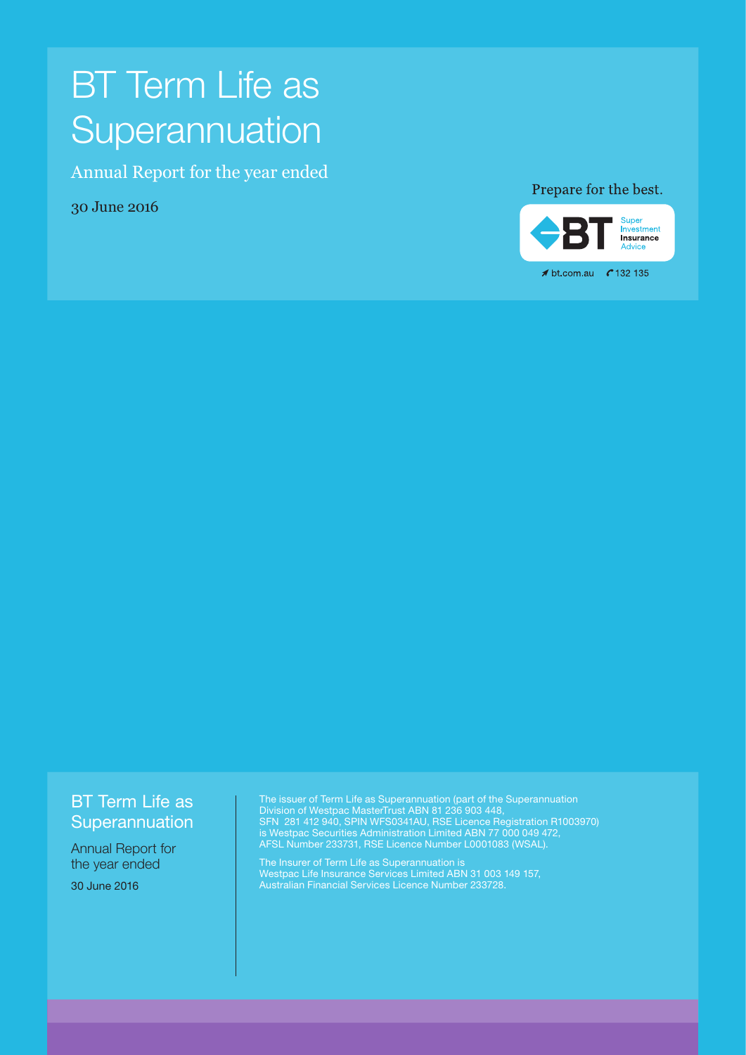# BT Term Life as Superannuation

Annual Report for the year ended

30 June 2016

Prepare for the best.

BT Super Investment Insurance Advice

bt.com.au 132 135

## BT Term Life as Superannuation

Annual Report for the year ended

30 June 2016

The issuer of Term Life as Superannuation (part of the Superannuation Division of Westpac MasterTrust ABN 81 236 903 448, SFN 281 412 940, SPIN WFS0341AU, RSE Licence Registration R1003970) is Westpac Securities Administration Limited ABN 77 000 049 472, AFSL Number 233731, RSE Licence Number L0001083 (WSAL).

The Insurer of Term Life as Superannuation is Westpac Life Insurance Services Limited ABN 31 003 149 157, Australian Financial Services Licence Number 233728.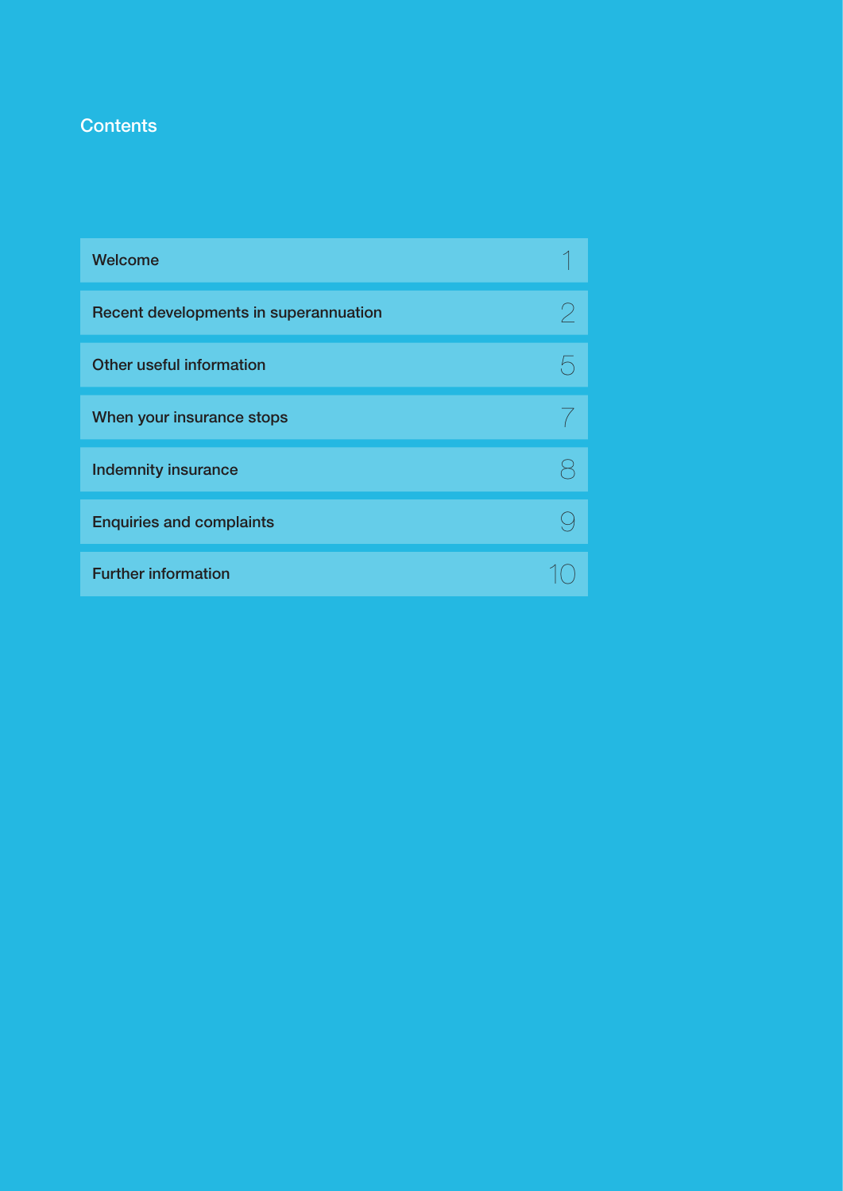## Contents

| | |
|---|---|
| Welcome | 1 |
| Recent developments in superannuation | 2 |
| Other useful information | 5 |
| When your insurance stops | 7 |
| Indemnity insurance | 8 |
| Enquiries and complaints | 9 |
| Further information | 10 |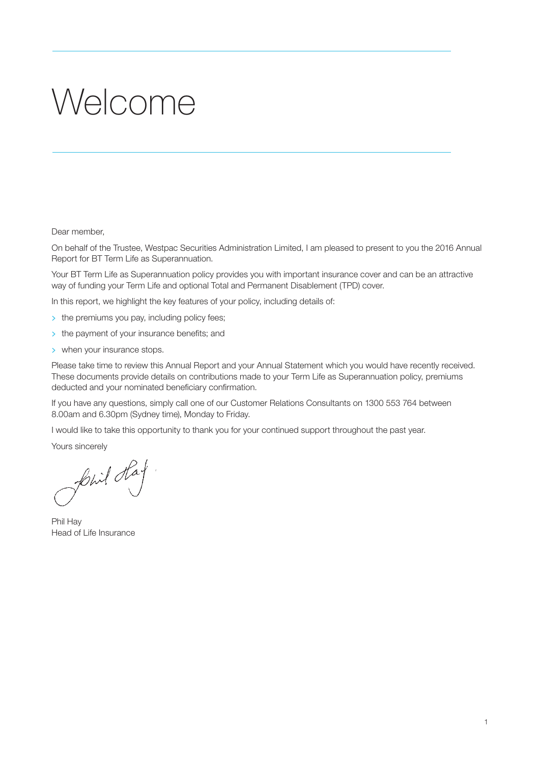# Welcome

Dear member,

On behalf of the Trustee, Westpac Securities Administration Limited, I am pleased to present to you the 2016 Annual Report for BT Term Life as Superannuation.

Your BT Term Life as Superannuation policy provides you with important insurance cover and can be an attractive way of funding your Term Life and optional Total and Permanent Disablement (TPD) cover.

In this report, we highlight the key features of your policy, including details of:

- the premiums you pay, including policy fees;
- the payment of your insurance benefits; and
- when your insurance stops.

Please take time to review this Annual Report and your Annual Statement which you would have recently received. These documents provide details on contributions made to your Term Life as Superannuation policy, premiums deducted and your nominated beneficiary confirmation.

If you have any questions, simply call one of our Customer Relations Consultants on 1300 553 764 between 8.00am and 6.30pm (Sydney time), Monday to Friday.

I would like to take this opportunity to thank you for your continued support throughout the past year.

Yours sincerely

Phil Hay
Head of Life Insurance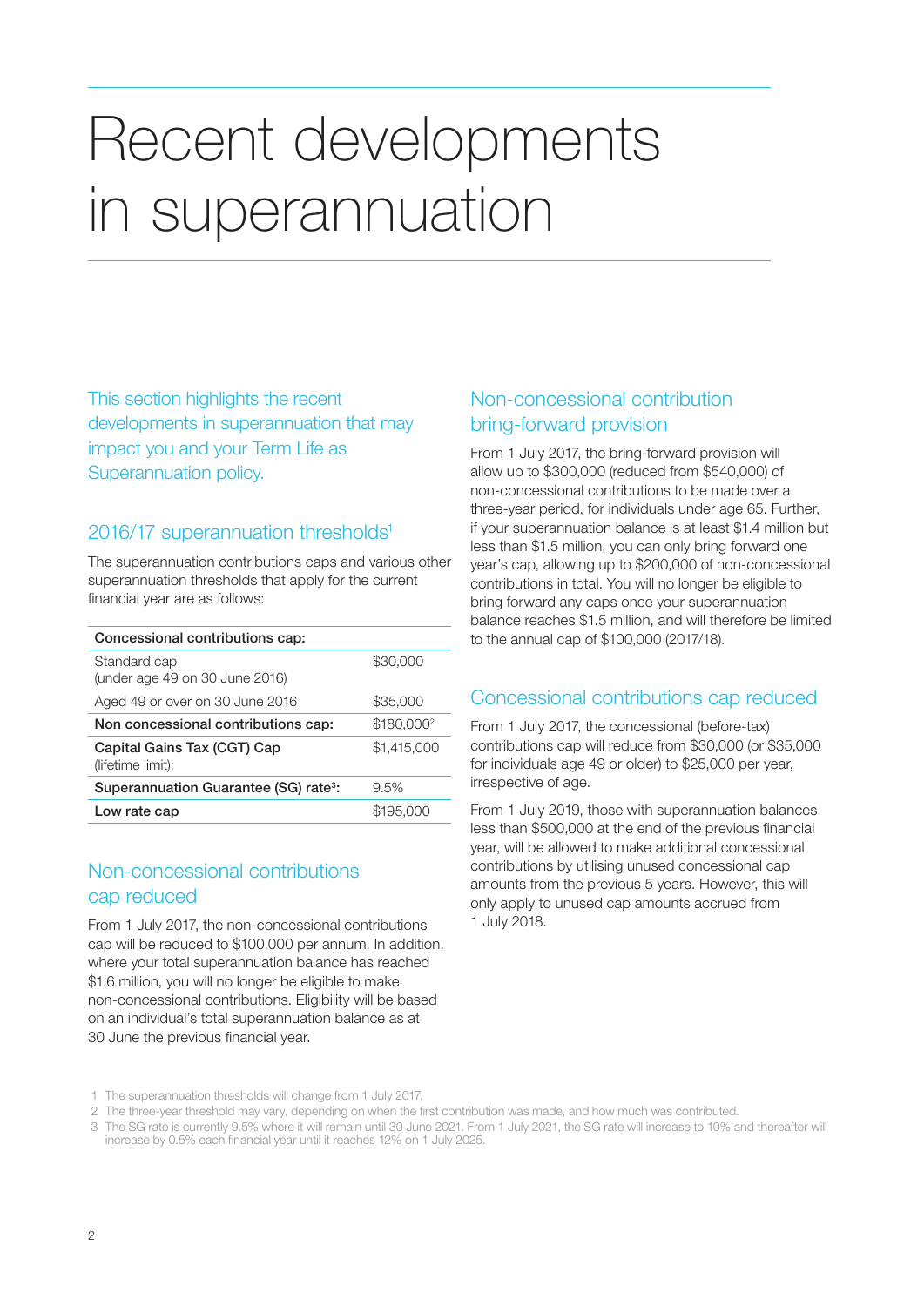# Recent developments in superannuation

This section highlights the recent developments in superannuation that may impact you and your Term Life as Superannuation policy.

## 2016/17 superannuation thresholds[1]

The superannuation contributions caps and various other superannuation thresholds that apply for the current financial year are as follows:

| **Concessional contributions cap:** | |
|---|---|
| Standard cap (under age 49 on 30 June 2016) | $30,000 |
| Aged 49 or over on 30 June 2016 | $35,000 |
| **Non concessional contributions cap:** | $180,000[2] |
| **Capital Gains Tax (CGT) Cap** (lifetime limit): | $1,415,000 |
| **Superannuation Guarantee (SG) rate[3]:** | 9.5% |
| **Low rate cap** | $195,000 |

## Non-concessional contributions cap reduced

From 1 July 2017, the non-concessional contributions cap will be reduced to $100,000 per annum. In addition, where your total superannuation balance has reached $1.6 million, you will no longer be eligible to make non-concessional contributions. Eligibility will be based on an individual's total superannuation balance as at 30 June the previous financial year.

## Non-concessional contribution bring-forward provision

From 1 July 2017, the bring-forward provision will allow up to $300,000 (reduced from $540,000) of non-concessional contributions to be made over a three-year period, for individuals under age 65. Further, if your superannuation balance is at least $1.4 million but less than $1.5 million, you can only bring forward one year's cap, allowing up to $200,000 of non-concessional contributions in total. You will no longer be eligible to bring forward any caps once your superannuation balance reaches $1.5 million, and will therefore be limited to the annual cap of $100,000 (2017/18).

## Concessional contributions cap reduced

From 1 July 2017, the concessional (before-tax) contributions cap will reduce from $30,000 (or $35,000 for individuals age 49 or older) to $25,000 per year, irrespective of age.

From 1 July 2019, those with superannuation balances less than $500,000 at the end of the previous financial year, will be allowed to make additional concessional contributions by utilising unused concessional cap amounts from the previous 5 years. However, this will only apply to unused cap amounts accrued from 1 July 2018.

1 The superannuation thresholds will change from 1 July 2017.

2 The three-year threshold may vary, depending on when the first contribution was made, and how much was contributed.

3 The SG rate is currently 9.5% where it will remain until 30 June 2021. From 1 July 2021, the SG rate will increase to 10% and thereafter will increase by 0.5% each financial year until it reaches 12% on 1 July 2025.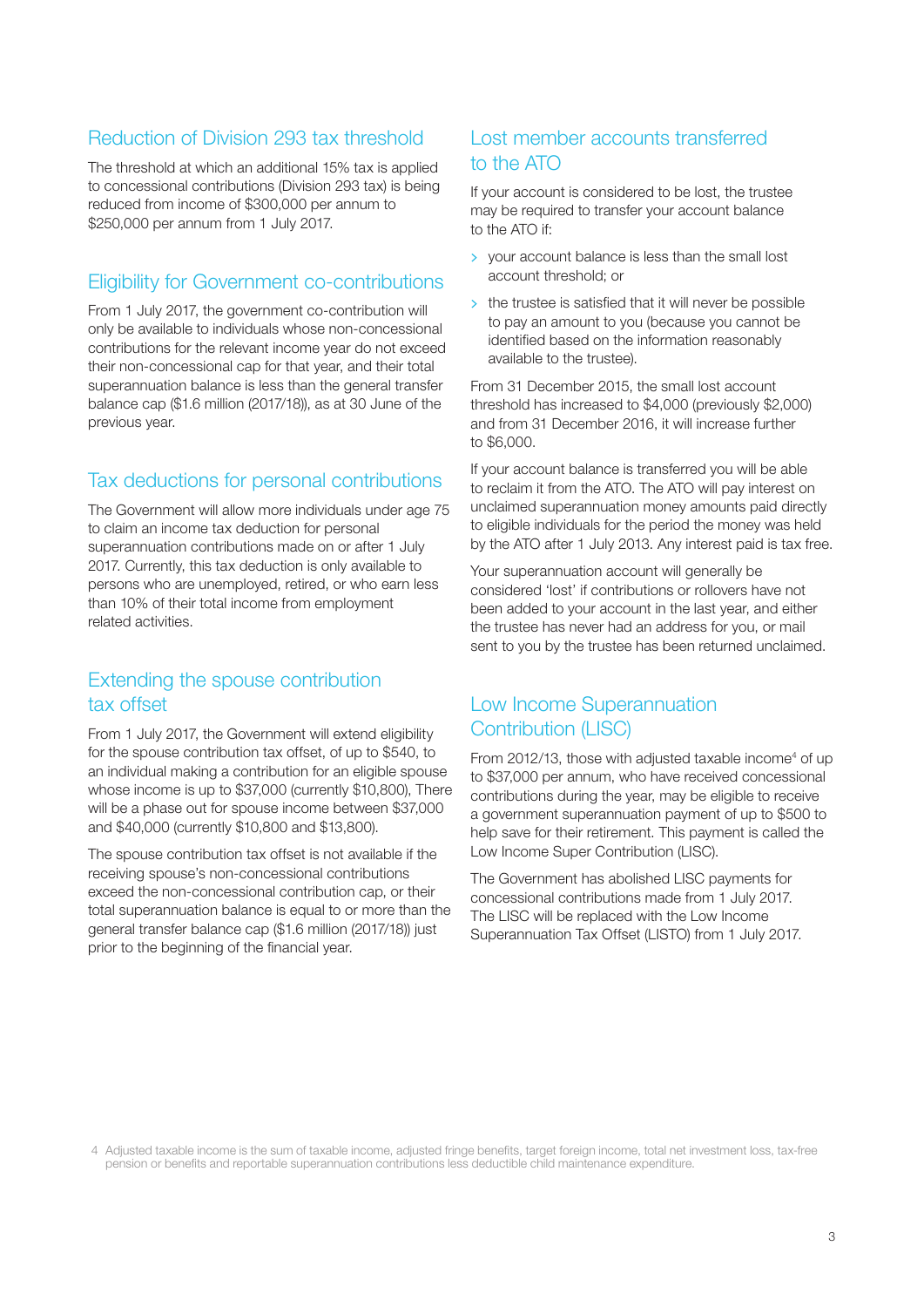## Reduction of Division 293 tax threshold

The threshold at which an additional 15% tax is applied to concessional contributions (Division 293 tax) is being reduced from income of $300,000 per annum to $250,000 per annum from 1 July 2017.

## Eligibility for Government co-contributions

From 1 July 2017, the government co-contribution will only be available to individuals whose non-concessional contributions for the relevant income year do not exceed their non-concessional cap for that year, and their total superannuation balance is less than the general transfer balance cap ($1.6 million (2017/18)), as at 30 June of the previous year.

## Tax deductions for personal contributions

The Government will allow more individuals under age 75 to claim an income tax deduction for personal superannuation contributions made on or after 1 July 2017. Currently, this tax deduction is only available to persons who are unemployed, retired, or who earn less than 10% of their total income from employment related activities.

## Extending the spouse contribution tax offset

From 1 July 2017, the Government will extend eligibility for the spouse contribution tax offset, of up to $540, to an individual making a contribution for an eligible spouse whose income is up to $37,000 (currently $10,800), There will be a phase out for spouse income between $37,000 and $40,000 (currently $10,800 and $13,800).

The spouse contribution tax offset is not available if the receiving spouse's non-concessional contributions exceed the non-concessional contribution cap, or their total superannuation balance is equal to or more than the general transfer balance cap ($1.6 million (2017/18)) just prior to the beginning of the financial year.

## Lost member accounts transferred to the ATO

If your account is considered to be lost, the trustee may be required to transfer your account balance to the ATO if:

- your account balance is less than the small lost account threshold; or
- the trustee is satisfied that it will never be possible to pay an amount to you (because you cannot be identified based on the information reasonably available to the trustee).

From 31 December 2015, the small lost account threshold has increased to $4,000 (previously $2,000) and from 31 December 2016, it will increase further to $6,000.

If your account balance is transferred you will be able to reclaim it from the ATO. The ATO will pay interest on unclaimed superannuation money amounts paid directly to eligible individuals for the period the money was held by the ATO after 1 July 2013. Any interest paid is tax free.

Your superannuation account will generally be considered 'lost' if contributions or rollovers have not been added to your account in the last year, and either the trustee has never had an address for you, or mail sent to you by the trustee has been returned unclaimed.

## Low Income Superannuation Contribution (LISC)

From 2012/13, those with adjusted taxable income[4] of up to $37,000 per annum, who have received concessional contributions during the year, may be eligible to receive a government superannuation payment of up to $500 to help save for their retirement. This payment is called the Low Income Super Contribution (LISC).

The Government has abolished LISC payments for concessional contributions made from 1 July 2017. The LISC will be replaced with the Low Income Superannuation Tax Offset (LISTO) from 1 July 2017.

4 Adjusted taxable income is the sum of taxable income, adjusted fringe benefits, target foreign income, total net investment loss, tax-free pension or benefits and reportable superannuation contributions less deductible child maintenance expenditure.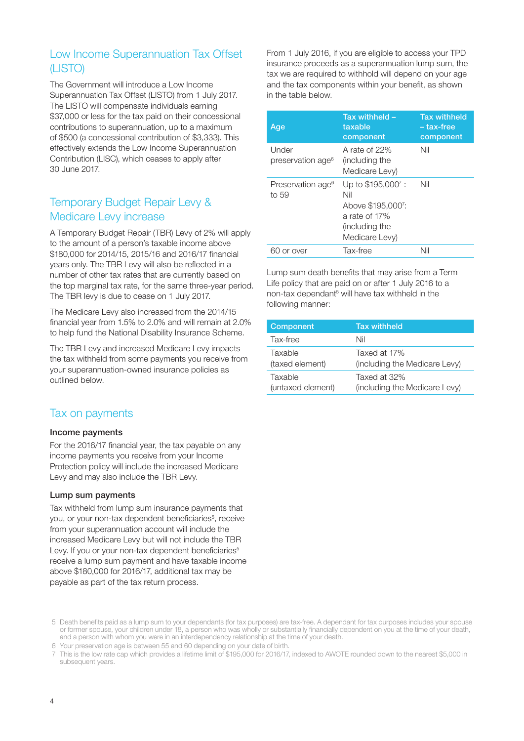## Low Income Superannuation Tax Offset (LISTO)

The Government will introduce a Low Income Superannuation Tax Offset (LISTO) from 1 July 2017. The LISTO will compensate individuals earning $37,000 or less for the tax paid on their concessional contributions to superannuation, up to a maximum of $500 (a concessional contribution of $3,333). This effectively extends the Low Income Superannuation Contribution (LISC), which ceases to apply after 30 June 2017.

## Temporary Budget Repair Levy & Medicare Levy increase

A Temporary Budget Repair (TBR) Levy of 2% will apply to the amount of a person's taxable income above $180,000 for 2014/15, 2015/16 and 2016/17 financial years only. The TBR Levy will also be reflected in a number of other tax rates that are currently based on the top marginal tax rate, for the same three-year period. The TBR levy is due to cease on 1 July 2017.

The Medicare Levy also increased from the 2014/15 financial year from 1.5% to 2.0% and will remain at 2.0% to help fund the National Disability Insurance Scheme.

The TBR Levy and increased Medicare Levy impacts the tax withheld from some payments you receive from your superannuation-owned insurance policies as outlined below.

## Tax on payments

### Income payments

For the 2016/17 financial year, the tax payable on any income payments you receive from your Income Protection policy will include the increased Medicare Levy and may also include the TBR Levy.

### Lump sum payments

Tax withheld from lump sum insurance payments that you, or your non-tax dependent beneficiaries[5], receive from your superannuation account will include the increased Medicare Levy but will not include the TBR Levy. If you or your non-tax dependent beneficiaries[5] receive a lump sum payment and have taxable income above $180,000 for 2016/17, additional tax may be payable as part of the tax return process.

From 1 July 2016, if you are eligible to access your TPD insurance proceeds as a superannuation lump sum, the tax we are required to withhold will depend on your age and the tax components within your benefit, as shown in the table below.

| Age | Tax withheld – taxable component | Tax withheld – tax-free component |
|---|---|---|
| Under preservation age[6] | A rate of 22% (including the Medicare Levy) | Nil |
| Preservation age[6] to 59 | Up to $195,000[7] : Nil<br>Above $195,000[7]: a rate of 17% (including the Medicare Levy) | Nil |
| 60 or over | Tax-free | Nil |

Lump sum death benefits that may arise from a Term Life policy that are paid on or after 1 July 2016 to a non-tax dependant[5] will have tax withheld in the following manner:

| Component | Tax withheld |
|---|---|
| Tax-free | Nil |
| Taxable (taxed element) | Taxed at 17% (including the Medicare Levy) |
| Taxable (untaxed element) | Taxed at 32% (including the Medicare Levy) |

5 Death benefits paid as a lump sum to your dependants (for tax purposes) are tax-free. A dependant for tax purposes includes your spouse or former spouse, your children under 18, a person who was wholly or substantially financially dependent on you at the time of your death, and a person with whom you were in an interdependency relationship at the time of your death.

6 Your preservation age is between 55 and 60 depending on your date of birth.

7 This is the low rate cap which provides a lifetime limit of $195,000 for 2016/17, indexed to AWOTE rounded down to the nearest $5,000 in subsequent years.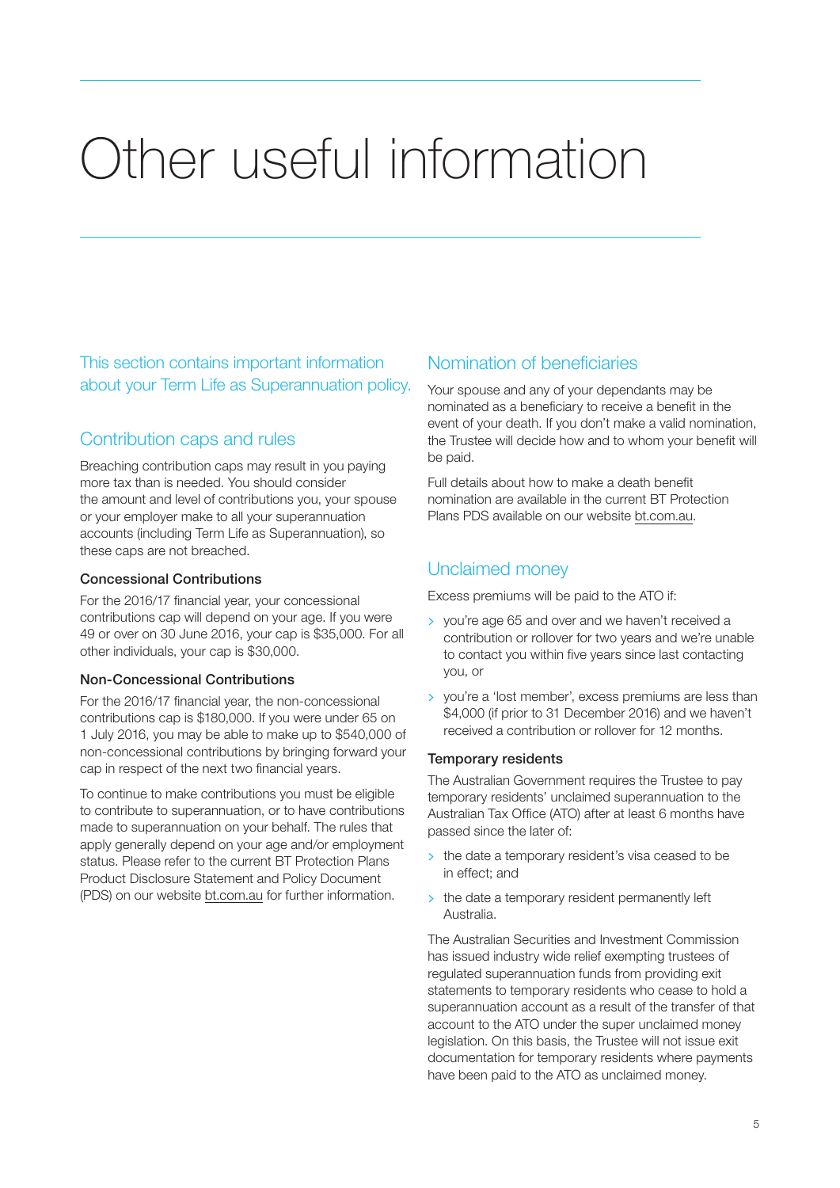# Other useful information

This section contains important information about your Term Life as Superannuation policy.

## Contribution caps and rules

Breaching contribution caps may result in you paying more tax than is needed. You should consider the amount and level of contributions you, your spouse or your employer make to all your superannuation accounts (including Term Life as Superannuation), so these caps are not breached.

### Concessional Contributions

For the 2016/17 financial year, your concessional contributions cap will depend on your age. If you were 49 or over on 30 June 2016, your cap is $35,000. For all other individuals, your cap is $30,000.

### Non-Concessional Contributions

For the 2016/17 financial year, the non-concessional contributions cap is $180,000. If you were under 65 on 1 July 2016, you may be able to make up to $540,000 of non-concessional contributions by bringing forward your cap in respect of the next two financial years.

To continue to make contributions you must be eligible to contribute to superannuation, or to have contributions made to superannuation on your behalf. The rules that apply generally depend on your age and/or employment status. Please refer to the current BT Protection Plans Product Disclosure Statement and Policy Document (PDS) on our website bt.com.au for further information.

## Nomination of beneficiaries

Your spouse and any of your dependants may be nominated as a beneficiary to receive a benefit in the event of your death. If you don't make a valid nomination, the Trustee will decide how and to whom your benefit will be paid.

Full details about how to make a death benefit nomination are available in the current BT Protection Plans PDS available on our website bt.com.au.

## Unclaimed money

Excess premiums will be paid to the ATO if:

- you're age 65 and over and we haven't received a contribution or rollover for two years and we're unable to contact you within five years since last contacting you, or
- you're a 'lost member', excess premiums are less than $4,000 (if prior to 31 December 2016) and we haven't received a contribution or rollover for 12 months.

### Temporary residents

The Australian Government requires the Trustee to pay temporary residents' unclaimed superannuation to the Australian Tax Office (ATO) after at least 6 months have passed since the later of:

- the date a temporary resident's visa ceased to be in effect; and
- the date a temporary resident permanently left Australia.

The Australian Securities and Investment Commission has issued industry wide relief exempting trustees of regulated superannuation funds from providing exit statements to temporary residents who cease to hold a superannuation account as a result of the transfer of that account to the ATO under the super unclaimed money legislation. On this basis, the Trustee will not issue exit documentation for temporary residents where payments have been paid to the ATO as unclaimed money.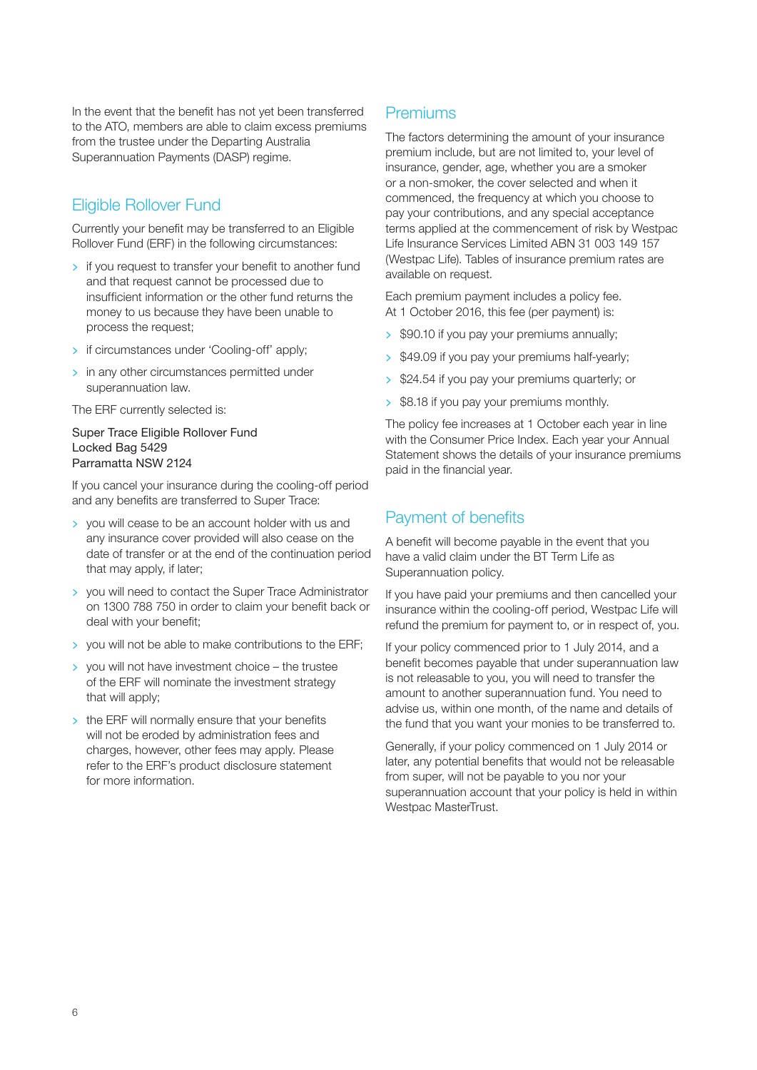In the event that the benefit has not yet been transferred to the ATO, members are able to claim excess premiums from the trustee under the Departing Australia Superannuation Payments (DASP) regime.

## Eligible Rollover Fund

Currently your benefit may be transferred to an Eligible Rollover Fund (ERF) in the following circumstances:

- if you request to transfer your benefit to another fund and that request cannot be processed due to insufficient information or the other fund returns the money to us because they have been unable to process the request;
- if circumstances under 'Cooling-off' apply;
- in any other circumstances permitted under superannuation law.

The ERF currently selected is:

Super Trace Eligible Rollover Fund
Locked Bag 5429
Parramatta NSW 2124

If you cancel your insurance during the cooling-off period and any benefits are transferred to Super Trace:

- you will cease to be an account holder with us and any insurance cover provided will also cease on the date of transfer or at the end of the continuation period that may apply, if later;
- you will need to contact the Super Trace Administrator on 1300 788 750 in order to claim your benefit back or deal with your benefit;
- you will not be able to make contributions to the ERF;
- you will not have investment choice – the trustee of the ERF will nominate the investment strategy that will apply;
- the ERF will normally ensure that your benefits will not be eroded by administration fees and charges, however, other fees may apply. Please refer to the ERF's product disclosure statement for more information.

## Premiums

The factors determining the amount of your insurance premium include, but are not limited to, your level of insurance, gender, age, whether you are a smoker or a non-smoker, the cover selected and when it commenced, the frequency at which you choose to pay your contributions, and any special acceptance terms applied at the commencement of risk by Westpac Life Insurance Services Limited ABN 31 003 149 157 (Westpac Life). Tables of insurance premium rates are available on request.

Each premium payment includes a policy fee. At 1 October 2016, this fee (per payment) is:

- $90.10 if you pay your premiums annually;
- $49.09 if you pay your premiums half-yearly;
- $24.54 if you pay your premiums quarterly; or
- $8.18 if you pay your premiums monthly.

The policy fee increases at 1 October each year in line with the Consumer Price Index. Each year your Annual Statement shows the details of your insurance premiums paid in the financial year.

## Payment of benefits

A benefit will become payable in the event that you have a valid claim under the BT Term Life as Superannuation policy.

If you have paid your premiums and then cancelled your insurance within the cooling-off period, Westpac Life will refund the premium for payment to, or in respect of, you.

If your policy commenced prior to 1 July 2014, and a benefit becomes payable that under superannuation law is not releasable to you, you will need to transfer the amount to another superannuation fund. You need to advise us, within one month, of the name and details of the fund that you want your monies to be transferred to.

Generally, if your policy commenced on 1 July 2014 or later, any potential benefits that would not be releasable from super, will not be payable to you nor your superannuation account that your policy is held in within Westpac MasterTrust.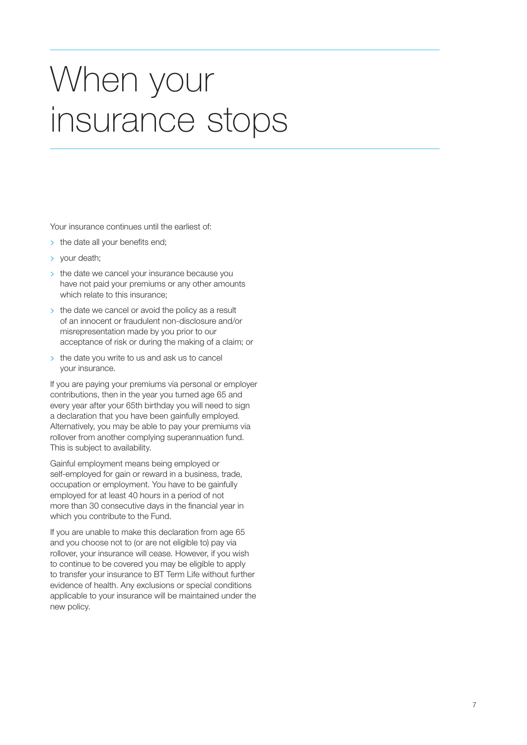# When your insurance stops

Your insurance continues until the earliest of:

- the date all your benefits end;
- your death;
- the date we cancel your insurance because you have not paid your premiums or any other amounts which relate to this insurance;
- the date we cancel or avoid the policy as a result of an innocent or fraudulent non-disclosure and/or misrepresentation made by you prior to our acceptance of risk or during the making of a claim; or
- the date you write to us and ask us to cancel your insurance.

If you are paying your premiums via personal or employer contributions, then in the year you turned age 65 and every year after your 65th birthday you will need to sign a declaration that you have been gainfully employed. Alternatively, you may be able to pay your premiums via rollover from another complying superannuation fund. This is subject to availability.

Gainful employment means being employed or self-employed for gain or reward in a business, trade, occupation or employment. You have to be gainfully employed for at least 40 hours in a period of not more than 30 consecutive days in the financial year in which you contribute to the Fund.

If you are unable to make this declaration from age 65 and you choose not to (or are not eligible to) pay via rollover, your insurance will cease. However, if you wish to continue to be covered you may be eligible to apply to transfer your insurance to BT Term Life without further evidence of health. Any exclusions or special conditions applicable to your insurance will be maintained under the new policy.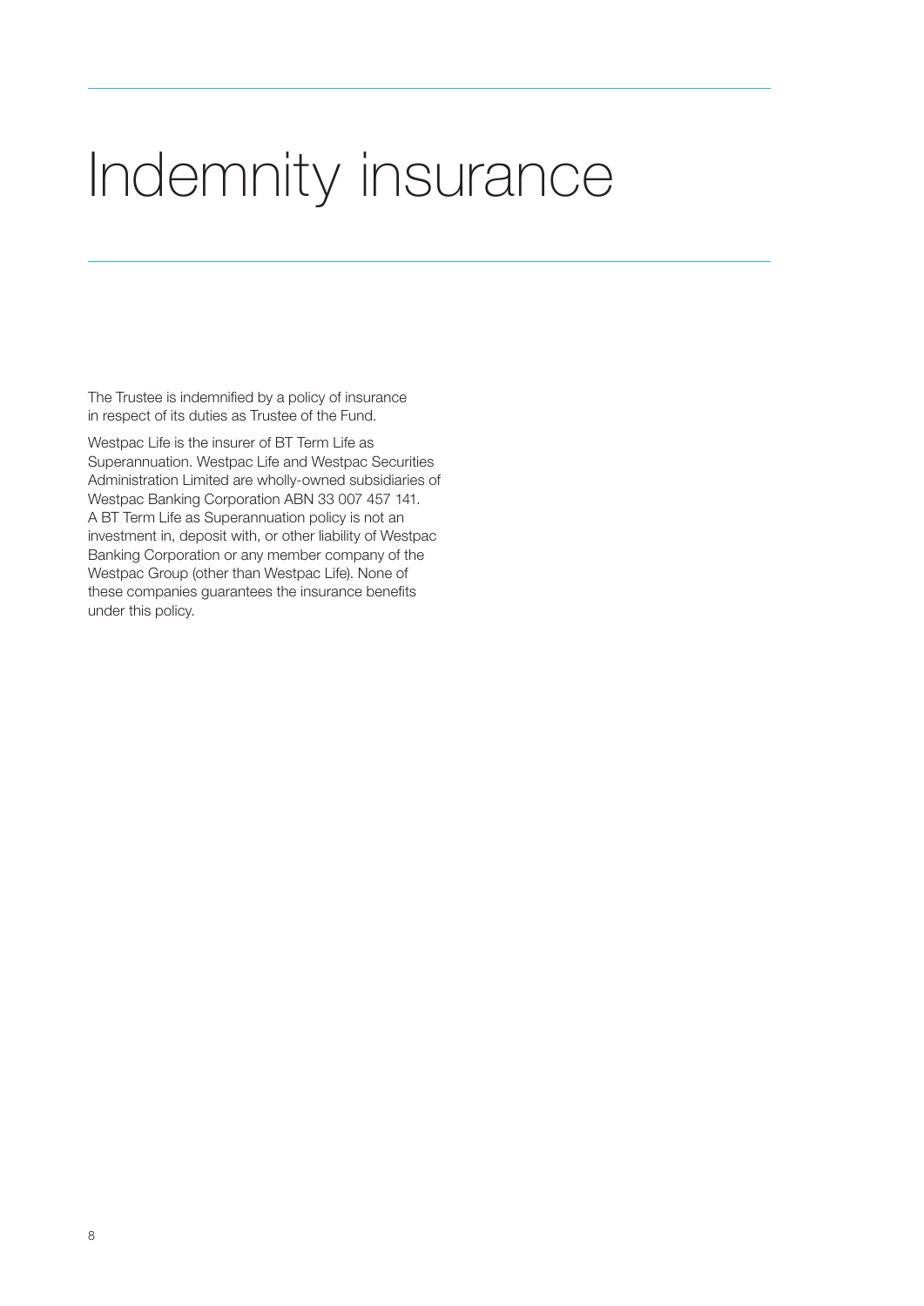# Indemnity insurance

The Trustee is indemnified by a policy of insurance in respect of its duties as Trustee of the Fund.

Westpac Life is the insurer of BT Term Life as Superannuation. Westpac Life and Westpac Securities Administration Limited are wholly-owned subsidiaries of Westpac Banking Corporation ABN 33 007 457 141. A BT Term Life as Superannuation policy is not an investment in, deposit with, or other liability of Westpac Banking Corporation or any member company of the Westpac Group (other than Westpac Life). None of these companies guarantees the insurance benefits under this policy.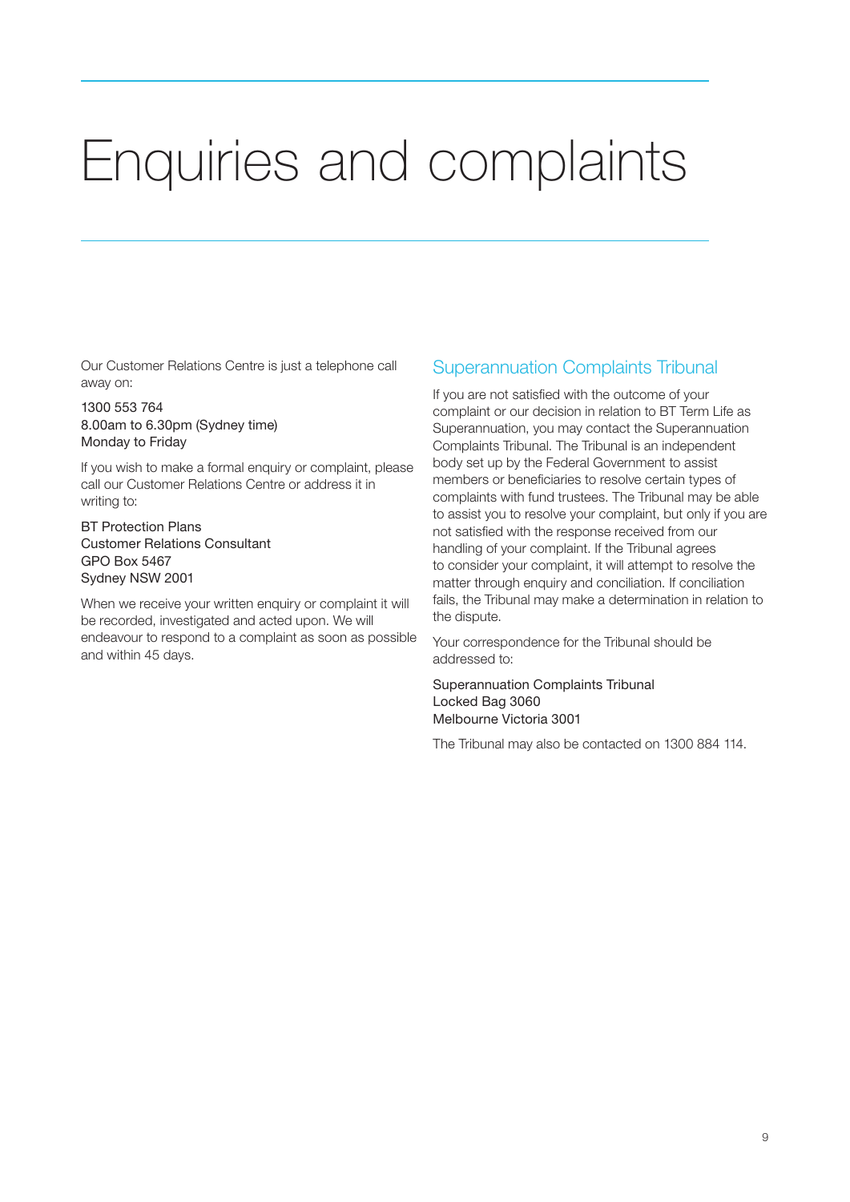# Enquiries and complaints

Our Customer Relations Centre is just a telephone call away on:

1300 553 764
8.00am to 6.30pm (Sydney time)
Monday to Friday

If you wish to make a formal enquiry or complaint, please call our Customer Relations Centre or address it in writing to:

BT Protection Plans
Customer Relations Consultant
GPO Box 5467
Sydney NSW 2001

When we receive your written enquiry or complaint it will be recorded, investigated and acted upon. We will endeavour to respond to a complaint as soon as possible and within 45 days.

## Superannuation Complaints Tribunal

If you are not satisfied with the outcome of your complaint or our decision in relation to BT Term Life as Superannuation, you may contact the Superannuation Complaints Tribunal. The Tribunal is an independent body set up by the Federal Government to assist members or beneficiaries to resolve certain types of complaints with fund trustees. The Tribunal may be able to assist you to resolve your complaint, but only if you are not satisfied with the response received from our handling of your complaint. If the Tribunal agrees to consider your complaint, it will attempt to resolve the matter through enquiry and conciliation. If conciliation fails, the Tribunal may make a determination in relation to the dispute.

Your correspondence for the Tribunal should be addressed to:

Superannuation Complaints Tribunal
Locked Bag 3060
Melbourne Victoria 3001

The Tribunal may also be contacted on 1300 884 114.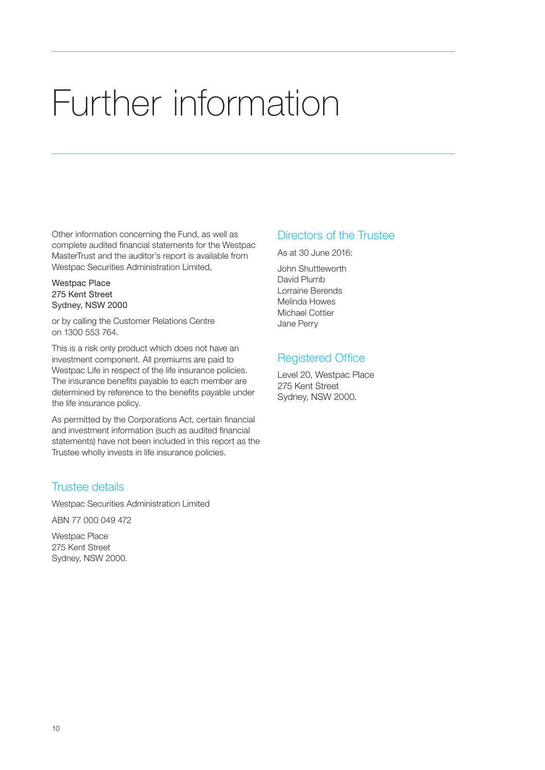# Further information

Other information concerning the Fund, as well as complete audited financial statements for the Westpac MasterTrust and the auditor's report is available from Westpac Securities Administration Limited,

Westpac Place
275 Kent Street
Sydney, NSW 2000

or by calling the Customer Relations Centre on 1300 553 764.

This is a risk only product which does not have an investment component. All premiums are paid to Westpac Life in respect of the life insurance policies. The insurance benefits payable to each member are determined by reference to the benefits payable under the life insurance policy.

As permitted by the Corporations Act, certain financial and investment information (such as audited financial statements) have not been included in this report as the Trustee wholly invests in life insurance policies.

## Trustee details

Westpac Securities Administration Limited

ABN 77 000 049 472

Westpac Place
275 Kent Street
Sydney, NSW 2000.

## Directors of the Trustee

As at 30 June 2016:

John Shuttleworth
David Plumb
Lorraine Berends
Melinda Howes
Michael Cottier
Jane Perry

## Registered Office

Level 20, Westpac Place
275 Kent Street
Sydney, NSW 2000.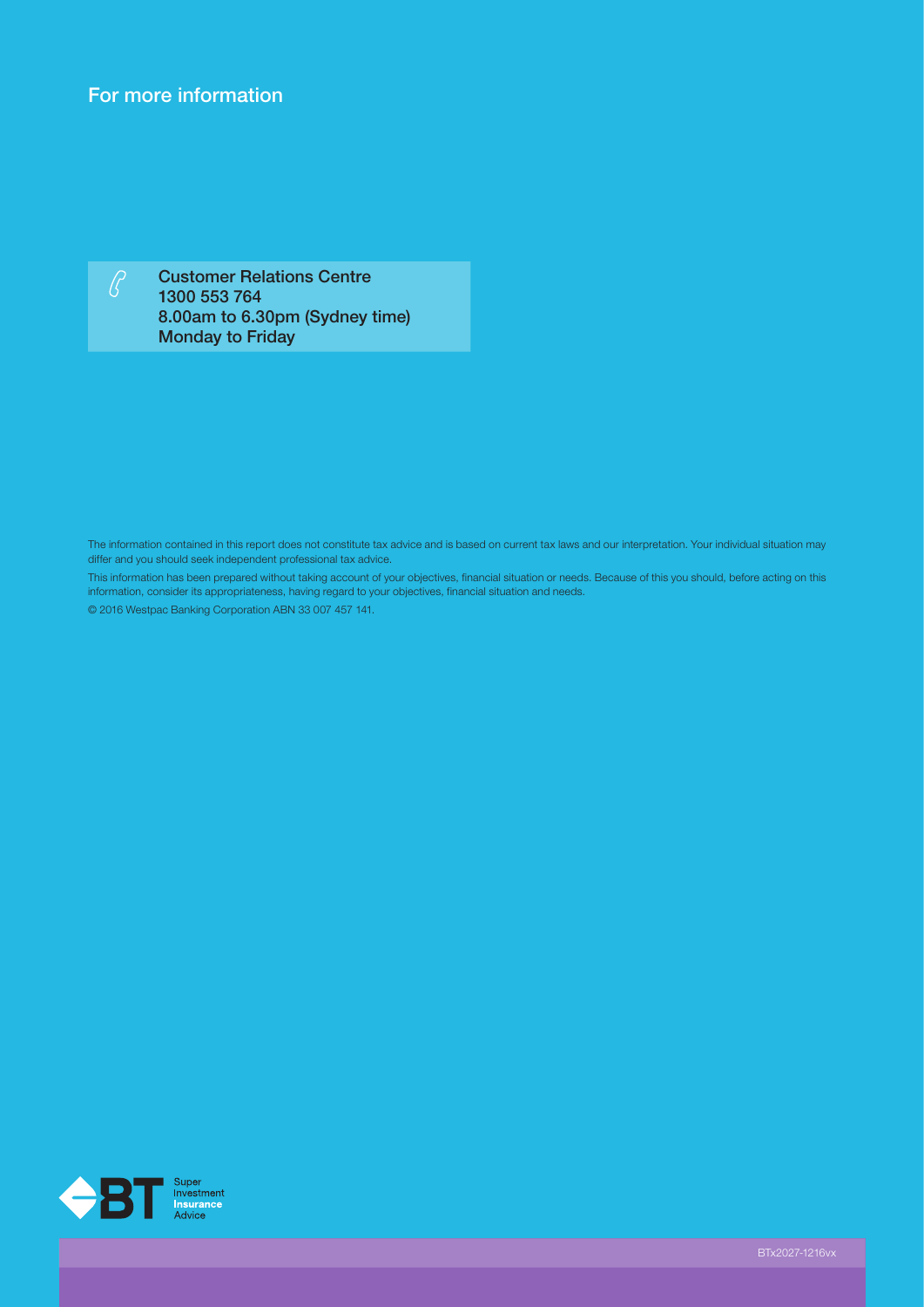## For more information

**Customer Relations Centre**
**1300 553 764**
**8.00am to 6.30pm (Sydney time)**
**Monday to Friday**

The information contained in this report does not constitute tax advice and is based on current tax laws and our interpretation. Your individual situation may differ and you should seek independent professional tax advice.

This information has been prepared without taking account of your objectives, financial situation or needs. Because of this you should, before acting on this information, consider its appropriateness, having regard to your objectives, financial situation and needs.

© 2016 Westpac Banking Corporation ABN 33 007 457 141.

BT Super Investment Insurance Advice

BTx2027-1216vx